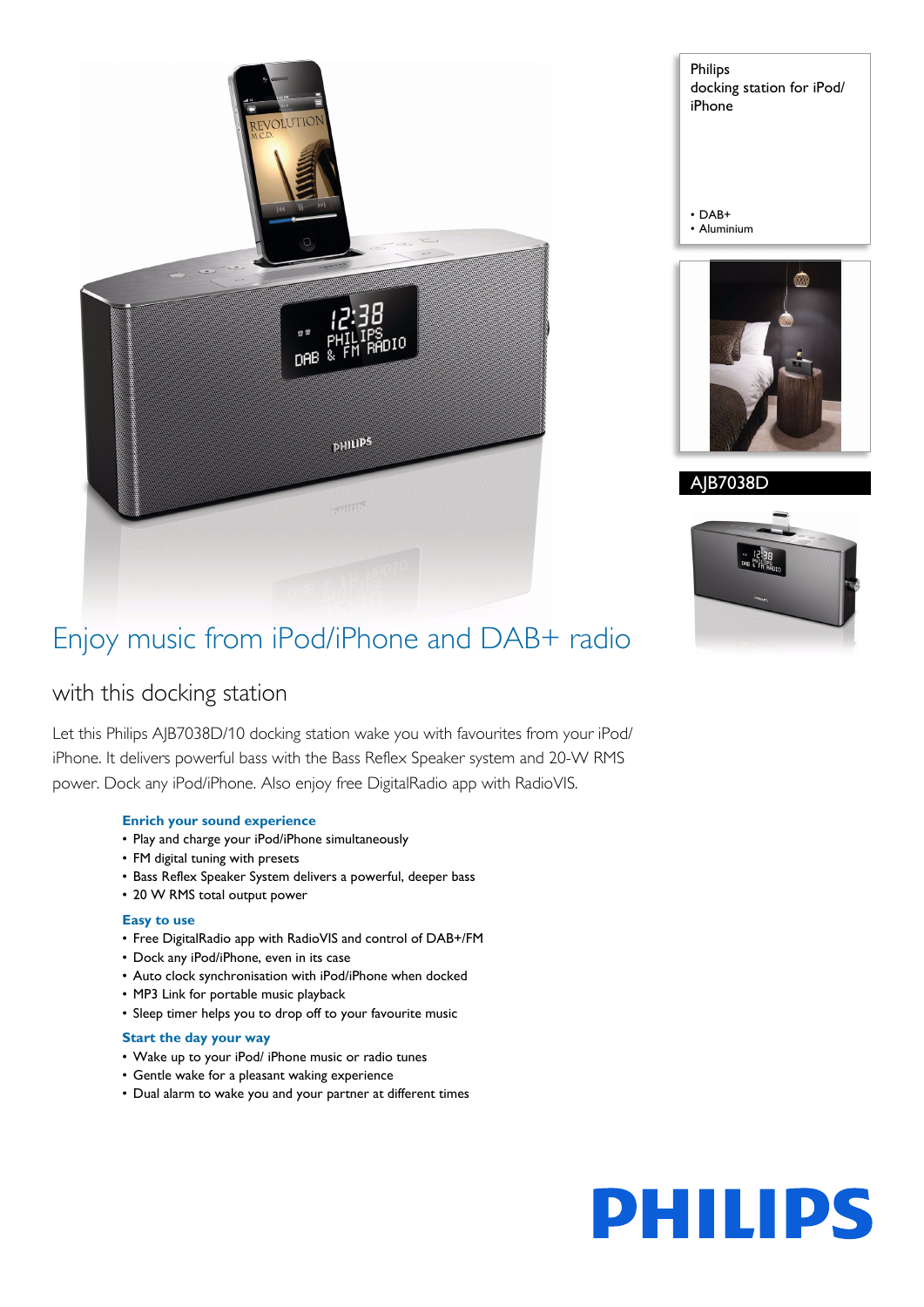Philips
docking station for iPod/ iPhone

- DAB+
- Aluminium

AJB7038D

# Enjoy music from iPod/iPhone and DAB+ radio

## with this docking station

Let this Philips AJB7038D/10 docking station wake you with favourites from your iPod/ iPhone. It delivers powerful bass with the Bass Reflex Speaker system and 20-W RMS power. Dock any iPod/iPhone. Also enjoy free DigitalRadio app with RadioVIS.

### Enrich your sound experience

- Play and charge your iPod/iPhone simultaneously
- FM digital tuning with presets
- Bass Reflex Speaker System delivers a powerful, deeper bass
- 20 W RMS total output power

### Easy to use

- Free DigitalRadio app with RadioVIS and control of DAB+/FM
- Dock any iPod/iPhone, even in its case
- Auto clock synchronisation with iPod/iPhone when docked
- MP3 Link for portable music playback
- Sleep timer helps you to drop off to your favourite music

### Start the day your way

- Wake up to your iPod/ iPhone music or radio tunes
- Gentle wake for a pleasant waking experience
- Dual alarm to wake you and your partner at different times

PHILIPS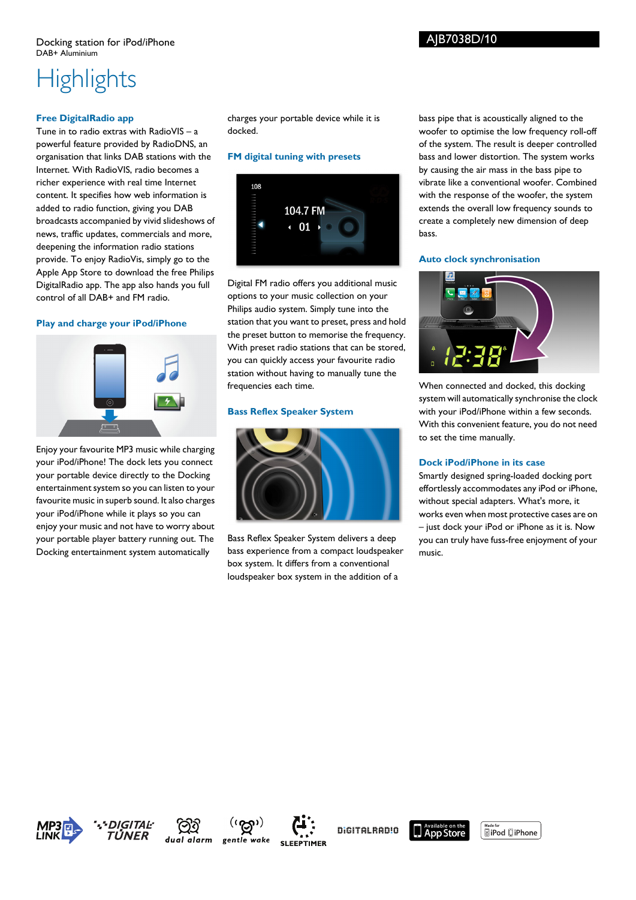Docking station for iPod/iPhone
DAB+ Aluminium

AJB7038D/10

# Highlights

### Free DigitalRadio app

Tune in to radio extras with RadioVIS – a powerful feature provided by RadioDNS, an organisation that links DAB stations with the Internet. With RadioVIS, radio becomes a richer experience with real time Internet content. It specifies how web information is added to radio function, giving you DAB broadcasts accompanied by vivid slideshows of news, traffic updates, commercials and more, deepening the information radio stations provide. To enjoy RadioVis, simply go to the Apple App Store to download the free Philips DigitalRadio app. The app also hands you full control of all DAB+ and FM radio.

### Play and charge your iPod/iPhone

Enjoy your favourite MP3 music while charging your iPod/iPhone! The dock lets you connect your portable device directly to the Docking entertainment system so you can listen to your favourite music in superb sound. It also charges your iPod/iPhone while it plays so you can enjoy your music and not have to worry about your portable player battery running out. The Docking entertainment system automatically charges your portable device while it is docked.

### FM digital tuning with presets

Digital FM radio offers you additional music options to your music collection on your Philips audio system. Simply tune into the station that you want to preset, press and hold the preset button to memorise the frequency. With preset radio stations that can be stored, you can quickly access your favourite radio station without having to manually tune the frequencies each time.

### Bass Reflex Speaker System

Bass Reflex Speaker System delivers a deep bass experience from a compact loudspeaker box system. It differs from a conventional loudspeaker box system in the addition of a bass pipe that is acoustically aligned to the woofer to optimise the low frequency roll-off of the system. The result is deeper controlled bass and lower distortion. The system works by causing the air mass in the bass pipe to vibrate like a conventional woofer. Combined with the response of the woofer, the system extends the overall low frequency sounds to create a completely new dimension of deep bass.

### Auto clock synchronisation

When connected and docked, this docking system will automatically synchronise the clock with your iPod/iPhone within a few seconds. With this convenient feature, you do not need to set the time manually.

### Dock iPod/iPhone in its case

Smartly designed spring-loaded docking port effortlessly accommodates any iPod or iPhone, without special adapters. What's more, it works even when most protective cases are on – just dock your iPod or iPhone as it is. Now you can truly have fuss-free enjoyment of your music.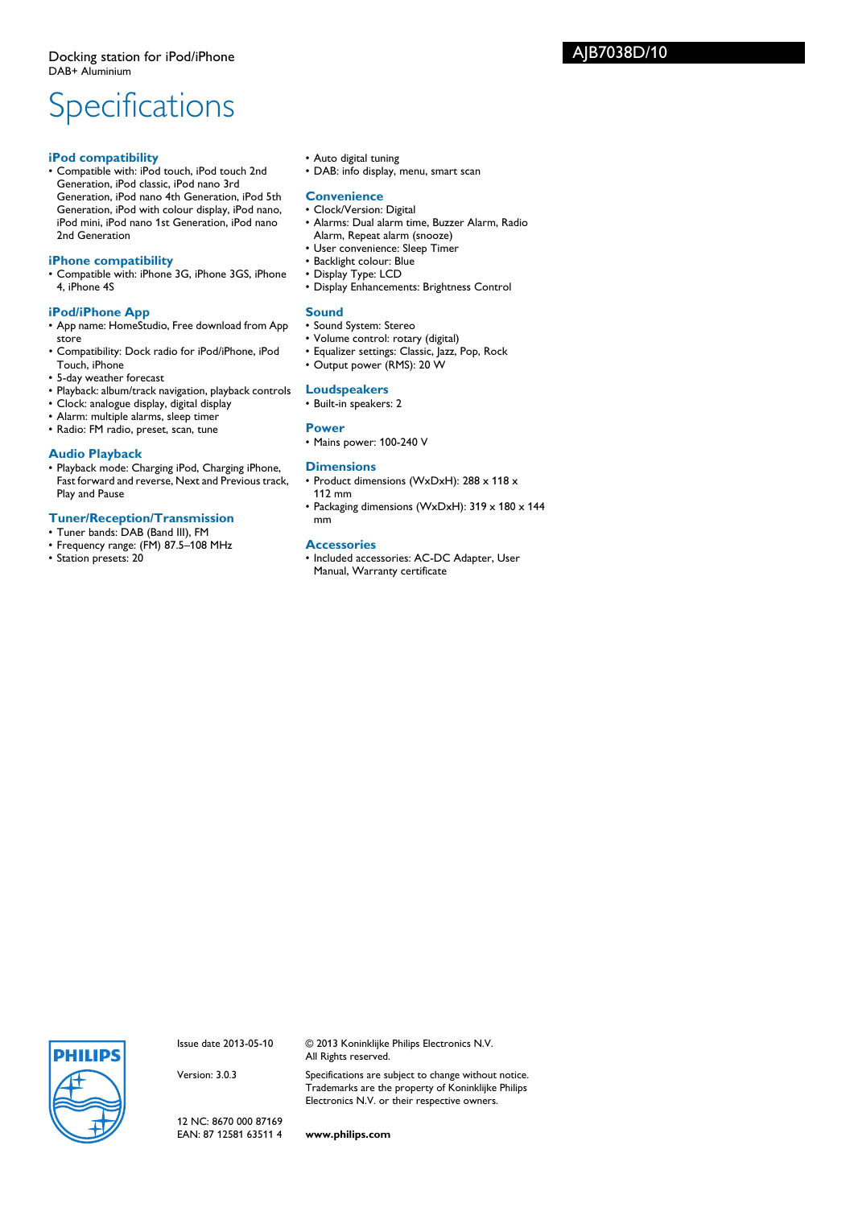Docking station for iPod/iPhone
DAB+ Aluminium

AJB7038D/10

# Specifications

### iPod compatibility

- Compatible with: iPod touch, iPod touch 2nd Generation, iPod classic, iPod nano 3rd Generation, iPod nano 4th Generation, iPod 5th Generation, iPod with colour display, iPod nano, iPod mini, iPod nano 1st Generation, iPod nano 2nd Generation

### iPhone compatibility

- Compatible with: iPhone 3G, iPhone 3GS, iPhone 4, iPhone 4S

### iPod/iPhone App

- App name: HomeStudio, Free download from App store
- Compatibility: Dock radio for iPod/iPhone, iPod Touch, iPhone
- 5-day weather forecast
- Playback: album/track navigation, playback controls
- Clock: analogue display, digital display
- Alarm: multiple alarms, sleep timer
- Radio: FM radio, preset, scan, tune

### Audio Playback

- Playback mode: Charging iPod, Charging iPhone, Fast forward and reverse, Next and Previous track, Play and Pause

### Tuner/Reception/Transmission

- Tuner bands: DAB (Band III), FM
- Frequency range: (FM) 87.5–108 MHz
- Station presets: 20
- Auto digital tuning
- DAB: info display, menu, smart scan

### Convenience

- Clock/Version: Digital
- Alarms: Dual alarm time, Buzzer Alarm, Radio Alarm, Repeat alarm (snooze)
- User convenience: Sleep Timer
- Backlight colour: Blue
- Display Type: LCD
- Display Enhancements: Brightness Control

### Sound

- Sound System: Stereo
- Volume control: rotary (digital)
- Equalizer settings: Classic, Jazz, Pop, Rock
- Output power (RMS): 20 W

### Loudspeakers

- Built-in speakers: 2

### Power

- Mains power: 100-240 V

### Dimensions

- Product dimensions (WxDxH): 288 x 118 x 112 mm
- Packaging dimensions (WxDxH): 319 x 180 x 144 mm

### Accessories

- Included accessories: AC-DC Adapter, User Manual, Warranty certificate

PHILIPS

Issue date 2013-05-10

Version: 3.0.3

12 NC: 8670 000 87169
EAN: 87 12581 63511 4

© 2013 Koninklijke Philips Electronics N.V.
All Rights reserved.

Specifications are subject to change without notice. Trademarks are the property of Koninklijke Philips Electronics N.V. or their respective owners.

**www.philips.com**